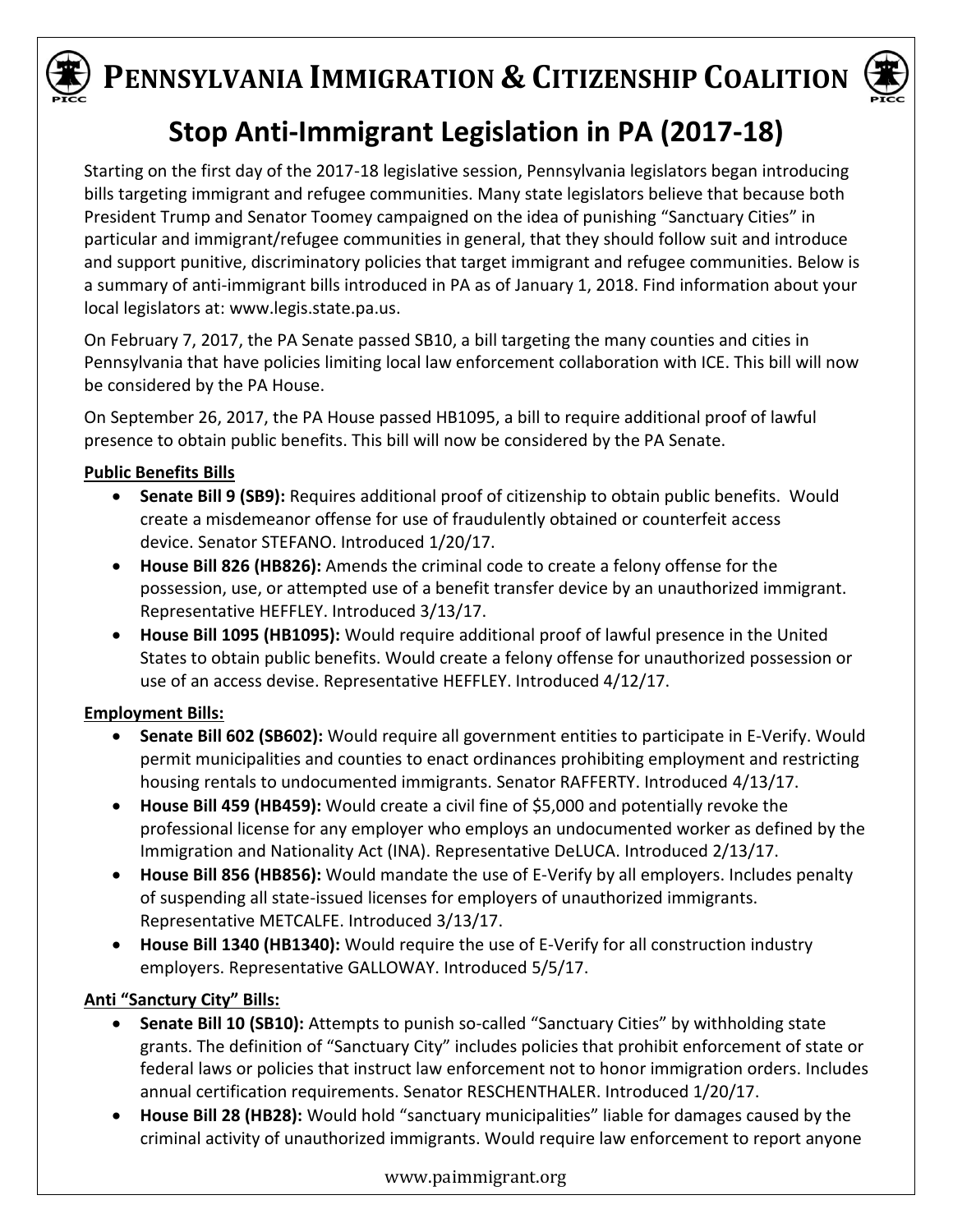# Pennsylvania Immigration & Citizenship Coalition

## Stop Anti-Immigrant Legislation in PA (2017-18)

Starting on the first day of the 2017-18 legislative session, Pennsylvania legislators began introducing bills targeting immigrant and refugee communities. Many state legislators believe that because both President Trump and Senator Toomey campaigned on the idea of punishing "Sanctuary Cities" in particular and immigrant/refugee communities in general, that they should follow suit and introduce and support punitive, discriminatory policies that target immigrant and refugee communities. Below is a summary of anti-immigrant bills introduced in PA as of January 1, 2018. Find information about your local legislators at: www.legis.state.pa.us.

On February 7, 2017, the PA Senate passed SB10, a bill targeting the many counties and cities in Pennsylvania that have policies limiting local law enforcement collaboration with ICE. This bill will now be considered by the PA House.

On September 26, 2017, the PA House passed HB1095, a bill to require additional proof of lawful presence to obtain public benefits. This bill will now be considered by the PA Senate.

**Public Benefits Bills**

- **Senate Bill 9 (SB9):** Requires additional proof of citizenship to obtain public benefits. Would create a misdemeanor offense for use of fraudulently obtained or counterfeit access device. Senator STEFANO. Introduced 1/20/17.
- **House Bill 826 (HB826):** Amends the criminal code to create a felony offense for the possession, use, or attempted use of a benefit transfer device by an unauthorized immigrant. Representative HEFFLEY. Introduced 3/13/17.
- **House Bill 1095 (HB1095):** Would require additional proof of lawful presence in the United States to obtain public benefits. Would create a felony offense for unauthorized possession or use of an access devise. Representative HEFFLEY. Introduced 4/12/17.

**Employment Bills:**

- **Senate Bill 602 (SB602):** Would require all government entities to participate in E-Verify. Would permit municipalities and counties to enact ordinances prohibiting employment and restricting housing rentals to undocumented immigrants. Senator RAFFERTY. Introduced 4/13/17.
- **House Bill 459 (HB459):** Would create a civil fine of $5,000 and potentially revoke the professional license for any employer who employs an undocumented worker as defined by the Immigration and Nationality Act (INA). Representative DeLUCA. Introduced 2/13/17.
- **House Bill 856 (HB856):** Would mandate the use of E-Verify by all employers. Includes penalty of suspending all state-issued licenses for employers of unauthorized immigrants. Representative METCALFE. Introduced 3/13/17.
- **House Bill 1340 (HB1340):** Would require the use of E-Verify for all construction industry employers. Representative GALLOWAY. Introduced 5/5/17.

**Anti "Sanctury City" Bills:**

- **Senate Bill 10 (SB10):** Attempts to punish so-called "Sanctuary Cities" by withholding state grants. The definition of "Sanctuary City" includes policies that prohibit enforcement of state or federal laws or policies that instruct law enforcement not to honor immigration orders. Includes annual certification requirements. Senator RESCHENTHALER. Introduced 1/20/17.
- **House Bill 28 (HB28):** Would hold "sanctuary municipalities" liable for damages caused by the criminal activity of unauthorized immigrants. Would require law enforcement to report anyone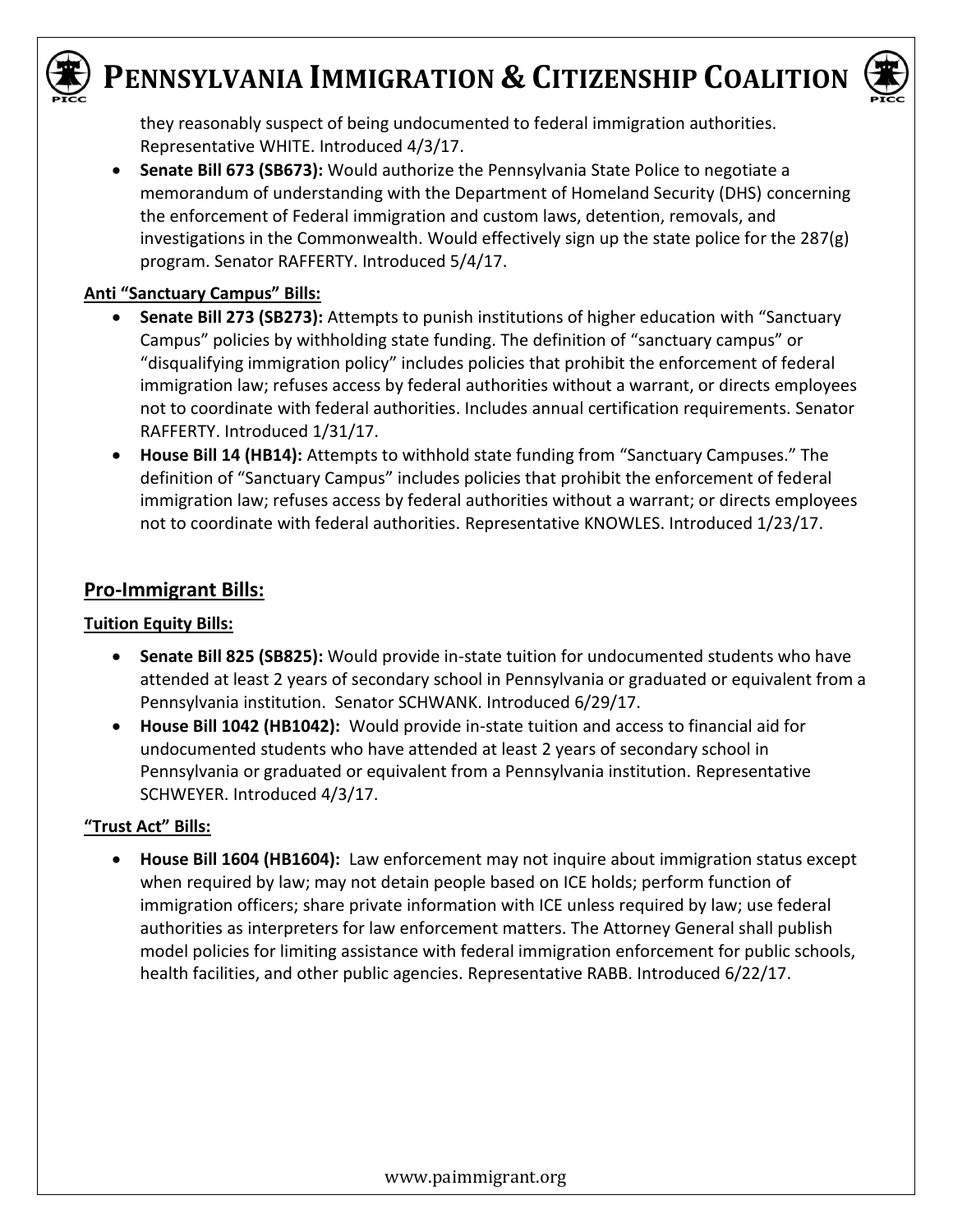they reasonably suspect of being undocumented to federal immigration authorities. Representative WHITE. Introduced 4/3/17.

- **Senate Bill 673 (SB673):** Would authorize the Pennsylvania State Police to negotiate a memorandum of understanding with the Department of Homeland Security (DHS) concerning the enforcement of Federal immigration and custom laws, detention, removals, and investigations in the Commonwealth. Would effectively sign up the state police for the 287(g) program. Senator RAFFERTY. Introduced 5/4/17.

**Anti "Sanctuary Campus" Bills:**

- **Senate Bill 273 (SB273):** Attempts to punish institutions of higher education with "Sanctuary Campus" policies by withholding state funding. The definition of "sanctuary campus" or "disqualifying immigration policy" includes policies that prohibit the enforcement of federal immigration law; refuses access by federal authorities without a warrant, or directs employees not to coordinate with federal authorities. Includes annual certification requirements. Senator RAFFERTY. Introduced 1/31/17.
- **House Bill 14 (HB14):** Attempts to withhold state funding from "Sanctuary Campuses." The definition of "Sanctuary Campus" includes policies that prohibit the enforcement of federal immigration law; refuses access by federal authorities without a warrant; or directs employees not to coordinate with federal authorities. Representative KNOWLES. Introduced 1/23/17.

## Pro-Immigrant Bills:

**Tuition Equity Bills:**

- **Senate Bill 825 (SB825):** Would provide in-state tuition for undocumented students who have attended at least 2 years of secondary school in Pennsylvania or graduated or equivalent from a Pennsylvania institution. Senator SCHWANK. Introduced 6/29/17.
- **House Bill 1042 (HB1042):** Would provide in-state tuition and access to financial aid for undocumented students who have attended at least 2 years of secondary school in Pennsylvania or graduated or equivalent from a Pennsylvania institution. Representative SCHWEYER. Introduced 4/3/17.

**"Trust Act" Bills:**

- **House Bill 1604 (HB1604):** Law enforcement may not inquire about immigration status except when required by law; may not detain people based on ICE holds; perform function of immigration officers; share private information with ICE unless required by law; use federal authorities as interpreters for law enforcement matters. The Attorney General shall publish model policies for limiting assistance with federal immigration enforcement for public schools, health facilities, and other public agencies. Representative RABB. Introduced 6/22/17.